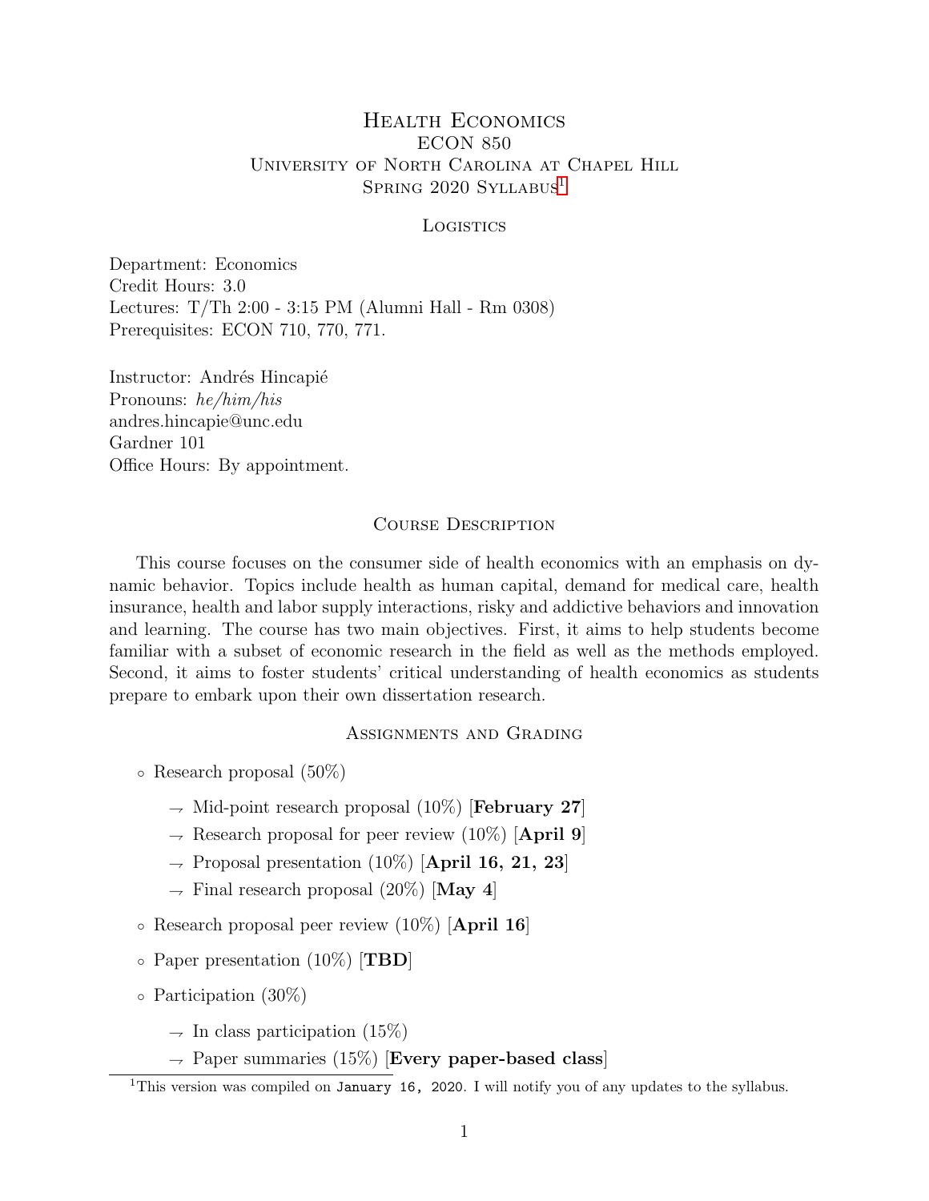# Health Economics
## ECON 850
## University of North Carolina at Chapel Hill
## Spring 2020 Syllabus[1]

### Logistics

Department: Economics
Credit Hours: 3.0
Lectures: T/Th 2:00 - 3:15 PM (Alumni Hall - Rm 0308)
Prerequisites: ECON 710, 770, 771.

Instructor: Andrés Hincapié
Pronouns: *he/him/his*
andres.hincapie@unc.edu
Gardner 101
Office Hours: By appointment.

### Course Description

This course focuses on the consumer side of health economics with an emphasis on dynamic behavior. Topics include health as human capital, demand for medical care, health insurance, health and labor supply interactions, risky and addictive behaviors and innovation and learning. The course has two main objectives. First, it aims to help students become familiar with a subset of economic research in the field as well as the methods employed. Second, it aims to foster students' critical understanding of health economics as students prepare to embark upon their own dissertation research.

### Assignments and Grading

- Research proposal (50%)
  - Mid-point research proposal (10%) [**February 27**]
  - Research proposal for peer review (10%) [**April 9**]
  - Proposal presentation (10%) [**April 16, 21, 23**]
  - Final research proposal (20%) [**May 4**]
- Research proposal peer review (10%) [**April 16**]
- Paper presentation (10%) [**TBD**]
- Participation (30%)
  - In class participation (15%)
  - Paper summaries (15%) [**Every paper-based class**]

[1] This version was compiled on `January 16, 2020`. I will notify you of any updates to the syllabus.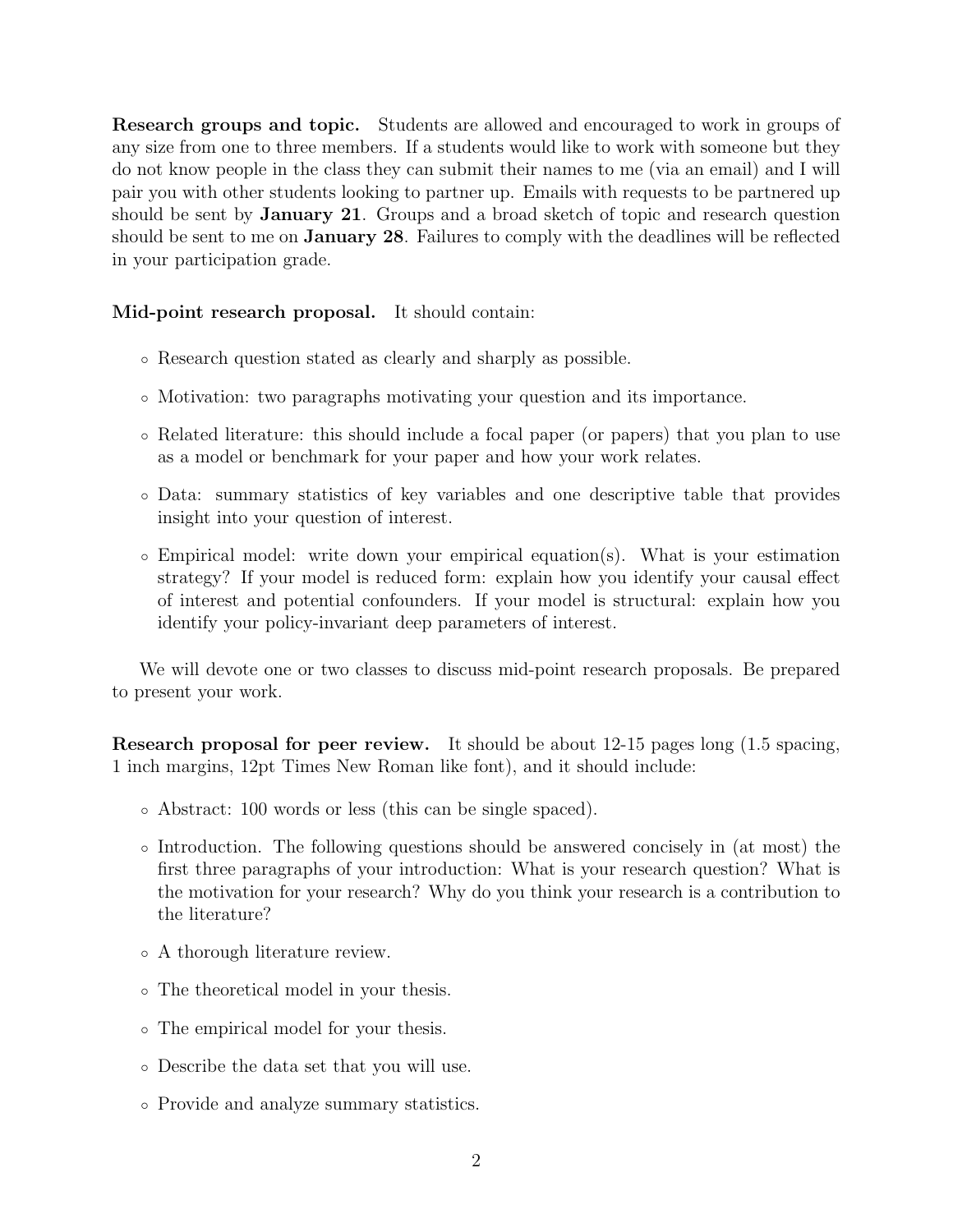**Research groups and topic.** Students are allowed and encouraged to work in groups of any size from one to three members. If a students would like to work with someone but they do not know people in the class they can submit their names to me (via an email) and I will pair you with other students looking to partner up. Emails with requests to be partnered up should be sent by **January 21**. Groups and a broad sketch of topic and research question should be sent to me on **January 28**. Failures to comply with the deadlines will be reflected in your participation grade.

**Mid-point research proposal.** It should contain:

- Research question stated as clearly and sharply as possible.
- Motivation: two paragraphs motivating your question and its importance.
- Related literature: this should include a focal paper (or papers) that you plan to use as a model or benchmark for your paper and how your work relates.
- Data: summary statistics of key variables and one descriptive table that provides insight into your question of interest.
- Empirical model: write down your empirical equation(s). What is your estimation strategy? If your model is reduced form: explain how you identify your causal effect of interest and potential confounders. If your model is structural: explain how you identify your policy-invariant deep parameters of interest.

We will devote one or two classes to discuss mid-point research proposals. Be prepared to present your work.

**Research proposal for peer review.** It should be about 12-15 pages long (1.5 spacing, 1 inch margins, 12pt Times New Roman like font), and it should include:

- Abstract: 100 words or less (this can be single spaced).
- Introduction. The following questions should be answered concisely in (at most) the first three paragraphs of your introduction: What is your research question? What is the motivation for your research? Why do you think your research is a contribution to the literature?
- A thorough literature review.
- The theoretical model in your thesis.
- The empirical model for your thesis.
- Describe the data set that you will use.
- Provide and analyze summary statistics.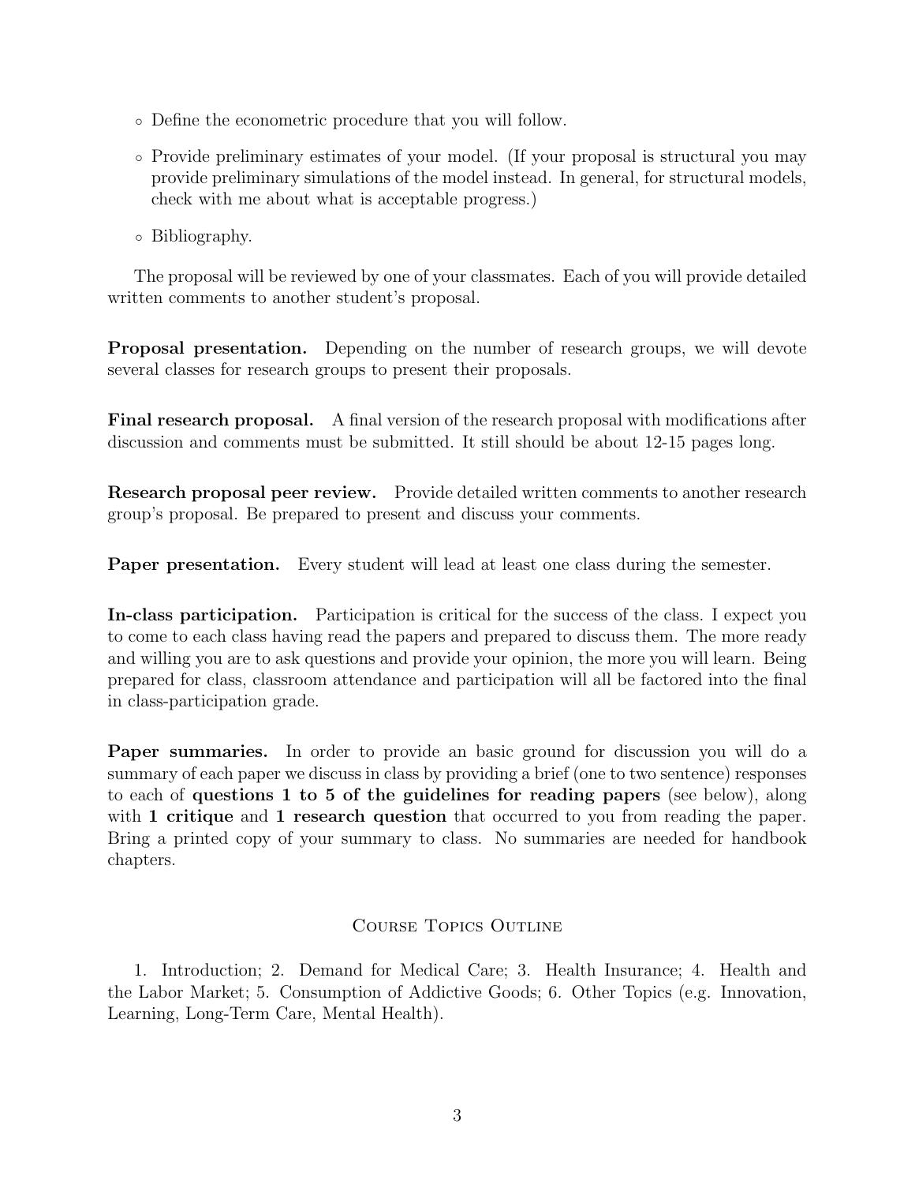- Define the econometric procedure that you will follow.
- Provide preliminary estimates of your model. (If your proposal is structural you may provide preliminary simulations of the model instead. In general, for structural models, check with me about what is acceptable progress.)
- Bibliography.

The proposal will be reviewed by one of your classmates. Each of you will provide detailed written comments to another student's proposal.

**Proposal presentation.** Depending on the number of research groups, we will devote several classes for research groups to present their proposals.

**Final research proposal.** A final version of the research proposal with modifications after discussion and comments must be submitted. It still should be about 12-15 pages long.

**Research proposal peer review.** Provide detailed written comments to another research group's proposal. Be prepared to present and discuss your comments.

**Paper presentation.** Every student will lead at least one class during the semester.

**In-class participation.** Participation is critical for the success of the class. I expect you to come to each class having read the papers and prepared to discuss them. The more ready and willing you are to ask questions and provide your opinion, the more you will learn. Being prepared for class, classroom attendance and participation will all be factored into the final in class-participation grade.

**Paper summaries.** In order to provide an basic ground for discussion you will do a summary of each paper we discuss in class by providing a brief (one to two sentence) responses to each of **questions 1 to 5 of the guidelines for reading papers** (see below), along with **1 critique** and **1 research question** that occurred to you from reading the paper. Bring a printed copy of your summary to class. No summaries are needed for handbook chapters.

## Course Topics Outline

1. Introduction; 2. Demand for Medical Care; 3. Health Insurance; 4. Health and the Labor Market; 5. Consumption of Addictive Goods; 6. Other Topics (e.g. Innovation, Learning, Long-Term Care, Mental Health).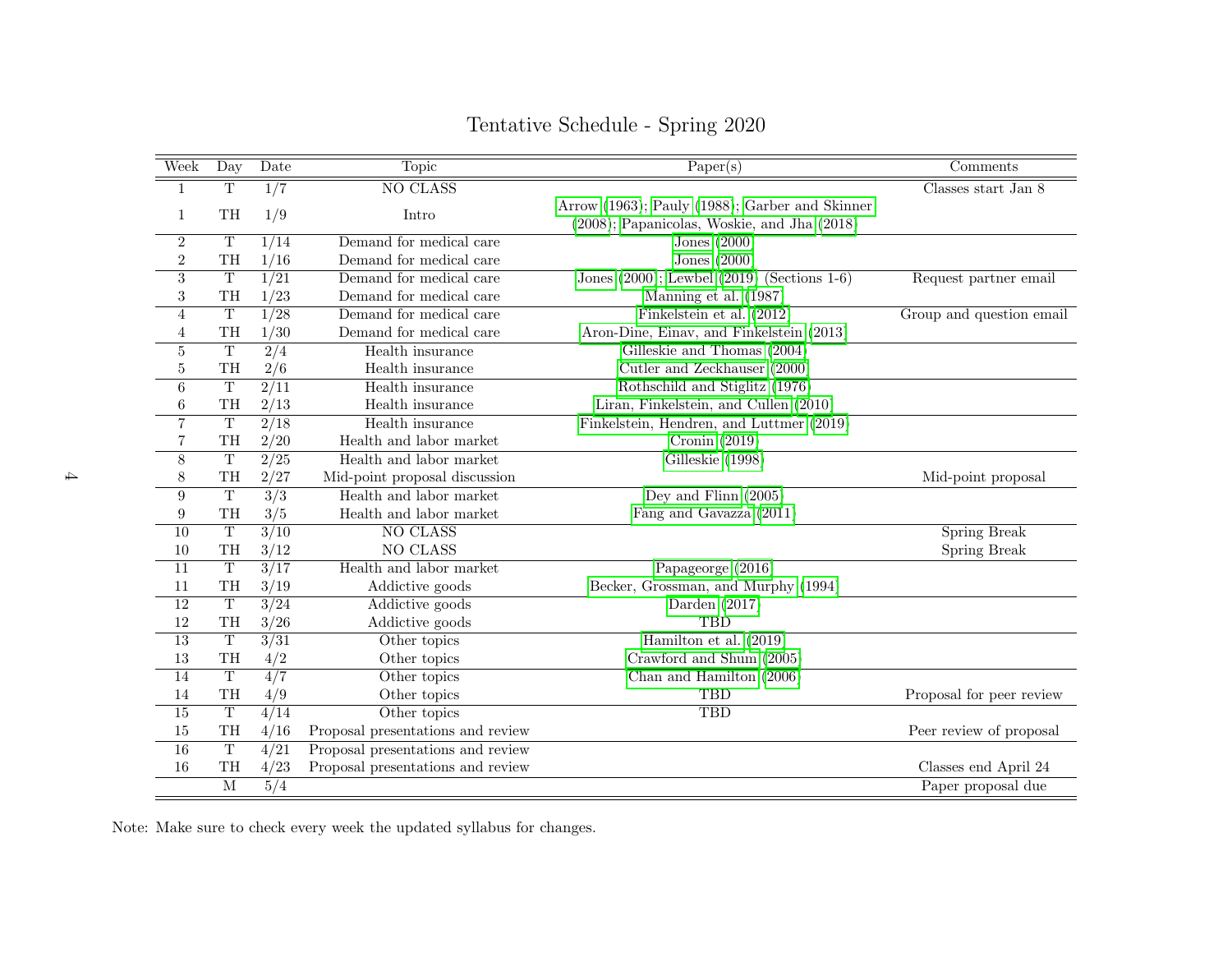# Tentative Schedule - Spring 2020

| Week | Day | Date | Topic | Paper(s) | Comments |
|---|---|---|---|---|---|
| 1 | T | 1/7 | NO CLASS | | Classes start Jan 8 |
| 1 | TH | 1/9 | Intro | Arrow (1963); Pauly (1988); Garber and Skinner (2008); Papanicolas, Woskie, and Jha (2018) | |
| 2 | T | 1/14 | Demand for medical care | Jones (2000) | |
| 2 | TH | 1/16 | Demand for medical care | Jones (2000) | |
| 3 | T | 1/21 | Demand for medical care | Jones (2000); Lewbel (2019) (Sections 1-6) | Request partner email |
| 3 | TH | 1/23 | Demand for medical care | Manning et al. (1987) | |
| 4 | T | 1/28 | Demand for medical care | Finkelstein et al. (2012) | Group and question email |
| 4 | TH | 1/30 | Demand for medical care | Aron-Dine, Einav, and Finkelstein (2013) | |
| 5 | T | 2/4 | Health insurance | Gilleskie and Thomas (2004) | |
| 5 | TH | 2/6 | Health insurance | Cutler and Zeckhauser (2000) | |
| 6 | T | 2/11 | Health insurance | Rothschild and Stiglitz (1976) | |
| 6 | TH | 2/13 | Health insurance | Liran, Finkelstein, and Cullen (2010) | |
| 7 | T | 2/18 | Health insurance | Finkelstein, Hendren, and Luttmer (2019) | |
| 7 | TH | 2/20 | Health and labor market | Cronin (2019) | |
| 8 | T | 2/25 | Health and labor market | Gilleskie (1998) | |
| 8 | TH | 2/27 | Mid-point proposal discussion | | Mid-point proposal |
| 9 | T | 3/3 | Health and labor market | Dey and Flinn (2005) | |
| 9 | TH | 3/5 | Health and labor market | Fang and Gavazza (2011) | |
| 10 | T | 3/10 | NO CLASS | | Spring Break |
| 10 | TH | 3/12 | NO CLASS | | Spring Break |
| 11 | T | 3/17 | Health and labor market | Papageorge (2016) | |
| 11 | TH | 3/19 | Addictive goods | Becker, Grossman, and Murphy (1994) | |
| 12 | T | 3/24 | Addictive goods | Darden (2017) | |
| 12 | TH | 3/26 | Addictive goods | TBD | |
| 13 | T | 3/31 | Other topics | Hamilton et al. (2019) | |
| 13 | TH | 4/2 | Other topics | Crawford and Shum (2005) | |
| 14 | T | 4/7 | Other topics | Chan and Hamilton (2006) | |
| 14 | TH | 4/9 | Other topics | TBD | Proposal for peer review |
| 15 | T | 4/14 | Other topics | TBD | |
| 15 | TH | 4/16 | Proposal presentations and review | | Peer review of proposal |
| 16 | T | 4/21 | Proposal presentations and review | | |
| 16 | TH | 4/23 | Proposal presentations and review | | Classes end April 24 |
| | M | 5/4 | | | Paper proposal due |

Note: Make sure to check every week the updated syllabus for changes.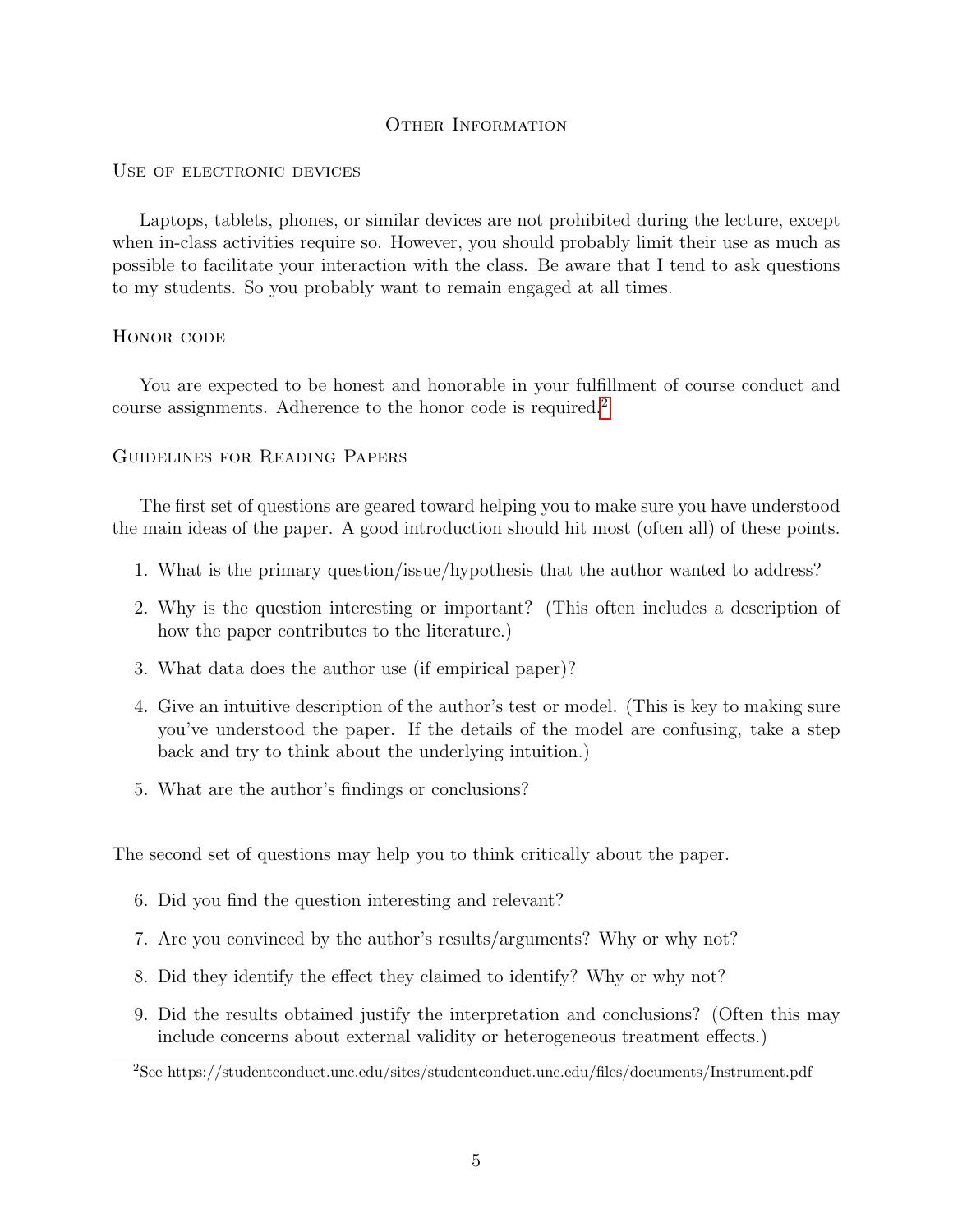# Other Information

## Use of electronic devices

Laptops, tablets, phones, or similar devices are not prohibited during the lecture, except when in-class activities require so. However, you should probably limit their use as much as possible to facilitate your interaction with the class. Be aware that I tend to ask questions to my students. So you probably want to remain engaged at all times.

## Honor code

You are expected to be honest and honorable in your fulfillment of course conduct and course assignments. Adherence to the honor code is required.[2]

## Guidelines for Reading Papers

The first set of questions are geared toward helping you to make sure you have understood the main ideas of the paper. A good introduction should hit most (often all) of these points.

1. What is the primary question/issue/hypothesis that the author wanted to address?
2. Why is the question interesting or important? (This often includes a description of how the paper contributes to the literature.)
3. What data does the author use (if empirical paper)?
4. Give an intuitive description of the author's test or model. (This is key to making sure you've understood the paper. If the details of the model are confusing, take a step back and try to think about the underlying intuition.)
5. What are the author's findings or conclusions?

The second set of questions may help you to think critically about the paper.

6. Did you find the question interesting and relevant?
7. Are you convinced by the author's results/arguments? Why or why not?
8. Did they identify the effect they claimed to identify? Why or why not?
9. Did the results obtained justify the interpretation and conclusions? (Often this may include concerns about external validity or heterogeneous treatment effects.)

[2] See https://studentconduct.unc.edu/sites/studentconduct.unc.edu/files/documents/Instrument.pdf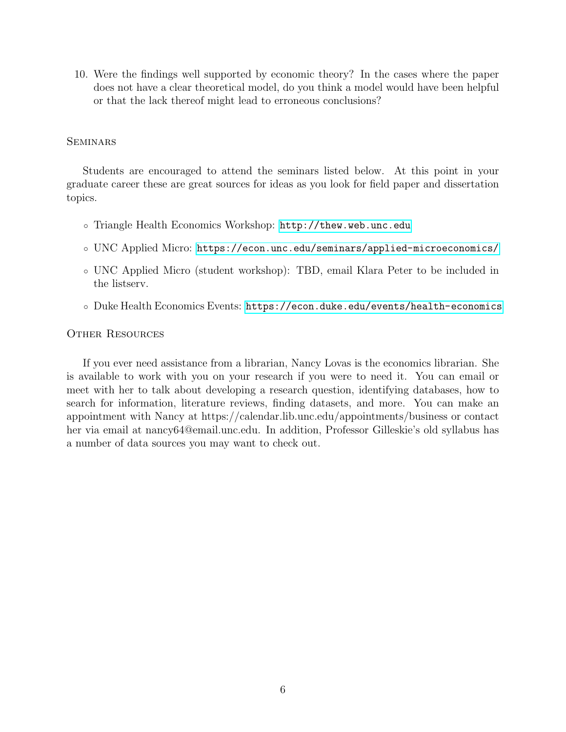10. Were the findings well supported by economic theory? In the cases where the paper does not have a clear theoretical model, do you think a model would have been helpful or that the lack thereof might lead to erroneous conclusions?

## Seminars

Students are encouraged to attend the seminars listed below. At this point in your graduate career these are great sources for ideas as you look for field paper and dissertation topics.

- Triangle Health Economics Workshop: http://thew.web.unc.edu
- UNC Applied Micro: https://econ.unc.edu/seminars/applied-microeconomics/
- UNC Applied Micro (student workshop): TBD, email Klara Peter to be included in the listserv.
- Duke Health Economics Events: https://econ.duke.edu/events/health-economics

## Other Resources

If you ever need assistance from a librarian, Nancy Lovas is the economics librarian. She is available to work with you on your research if you were to need it. You can email or meet with her to talk about developing a research question, identifying databases, how to search for information, literature reviews, finding datasets, and more. You can make an appointment with Nancy at https://calendar.lib.unc.edu/appointments/business or contact her via email at nancy64@email.unc.edu. In addition, Professor Gilleskie's old syllabus has a number of data sources you may want to check out.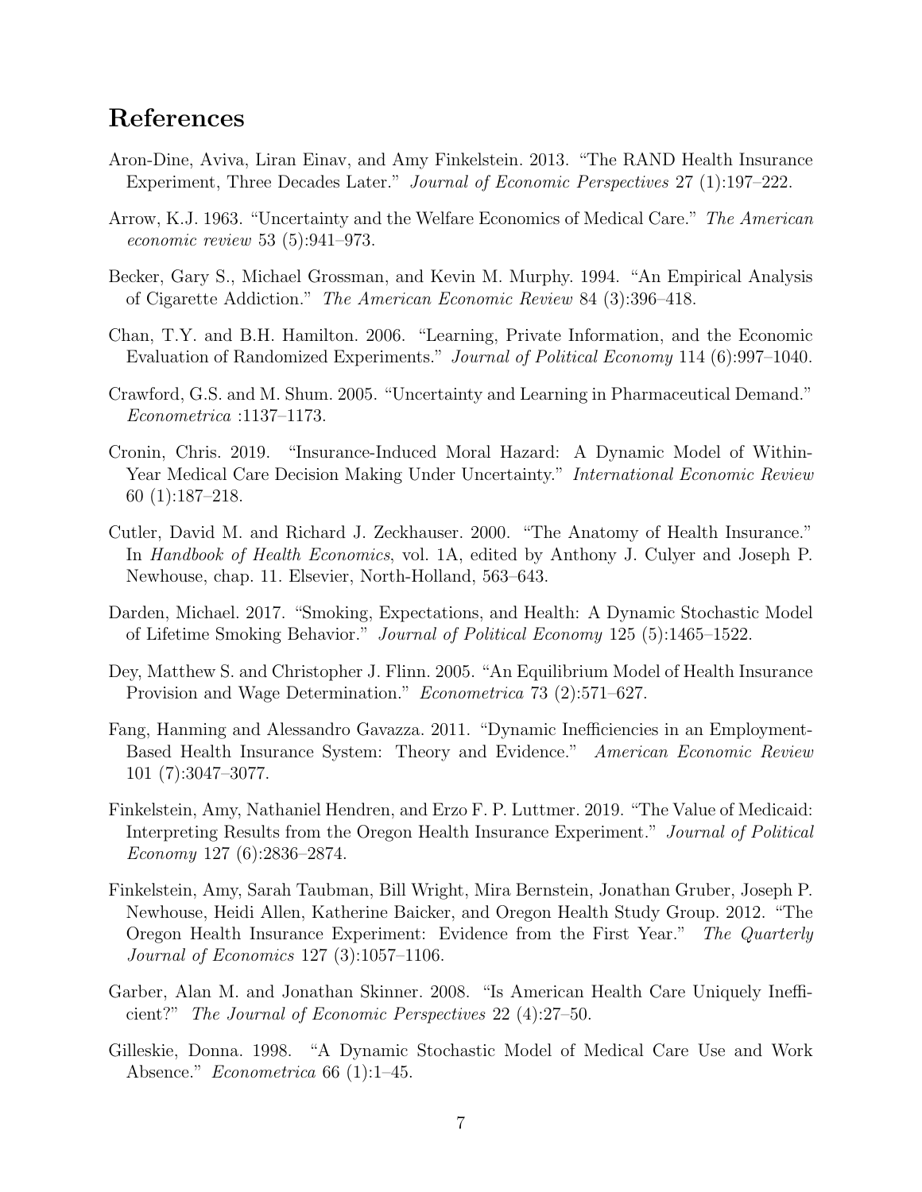# References

Aron-Dine, Aviva, Liran Einav, and Amy Finkelstein. 2013. "The RAND Health Insurance Experiment, Three Decades Later." *Journal of Economic Perspectives* 27 (1):197–222.

Arrow, K.J. 1963. "Uncertainty and the Welfare Economics of Medical Care." *The American economic review* 53 (5):941–973.

Becker, Gary S., Michael Grossman, and Kevin M. Murphy. 1994. "An Empirical Analysis of Cigarette Addiction." *The American Economic Review* 84 (3):396–418.

Chan, T.Y. and B.H. Hamilton. 2006. "Learning, Private Information, and the Economic Evaluation of Randomized Experiments." *Journal of Political Economy* 114 (6):997–1040.

Crawford, G.S. and M. Shum. 2005. "Uncertainty and Learning in Pharmaceutical Demand." *Econometrica* :1137–1173.

Cronin, Chris. 2019. "Insurance-Induced Moral Hazard: A Dynamic Model of Within-Year Medical Care Decision Making Under Uncertainty." *International Economic Review* 60 (1):187–218.

Cutler, David M. and Richard J. Zeckhauser. 2000. "The Anatomy of Health Insurance." In *Handbook of Health Economics*, vol. 1A, edited by Anthony J. Culyer and Joseph P. Newhouse, chap. 11. Elsevier, North-Holland, 563–643.

Darden, Michael. 2017. "Smoking, Expectations, and Health: A Dynamic Stochastic Model of Lifetime Smoking Behavior." *Journal of Political Economy* 125 (5):1465–1522.

Dey, Matthew S. and Christopher J. Flinn. 2005. "An Equilibrium Model of Health Insurance Provision and Wage Determination." *Econometrica* 73 (2):571–627.

Fang, Hanming and Alessandro Gavazza. 2011. "Dynamic Inefficiencies in an Employment-Based Health Insurance System: Theory and Evidence." *American Economic Review* 101 (7):3047–3077.

Finkelstein, Amy, Nathaniel Hendren, and Erzo F. P. Luttmer. 2019. "The Value of Medicaid: Interpreting Results from the Oregon Health Insurance Experiment." *Journal of Political Economy* 127 (6):2836–2874.

Finkelstein, Amy, Sarah Taubman, Bill Wright, Mira Bernstein, Jonathan Gruber, Joseph P. Newhouse, Heidi Allen, Katherine Baicker, and Oregon Health Study Group. 2012. "The Oregon Health Insurance Experiment: Evidence from the First Year." *The Quarterly Journal of Economics* 127 (3):1057–1106.

Garber, Alan M. and Jonathan Skinner. 2008. "Is American Health Care Uniquely Inefficient?" *The Journal of Economic Perspectives* 22 (4):27–50.

Gilleskie, Donna. 1998. "A Dynamic Stochastic Model of Medical Care Use and Work Absence." *Econometrica* 66 (1):1–45.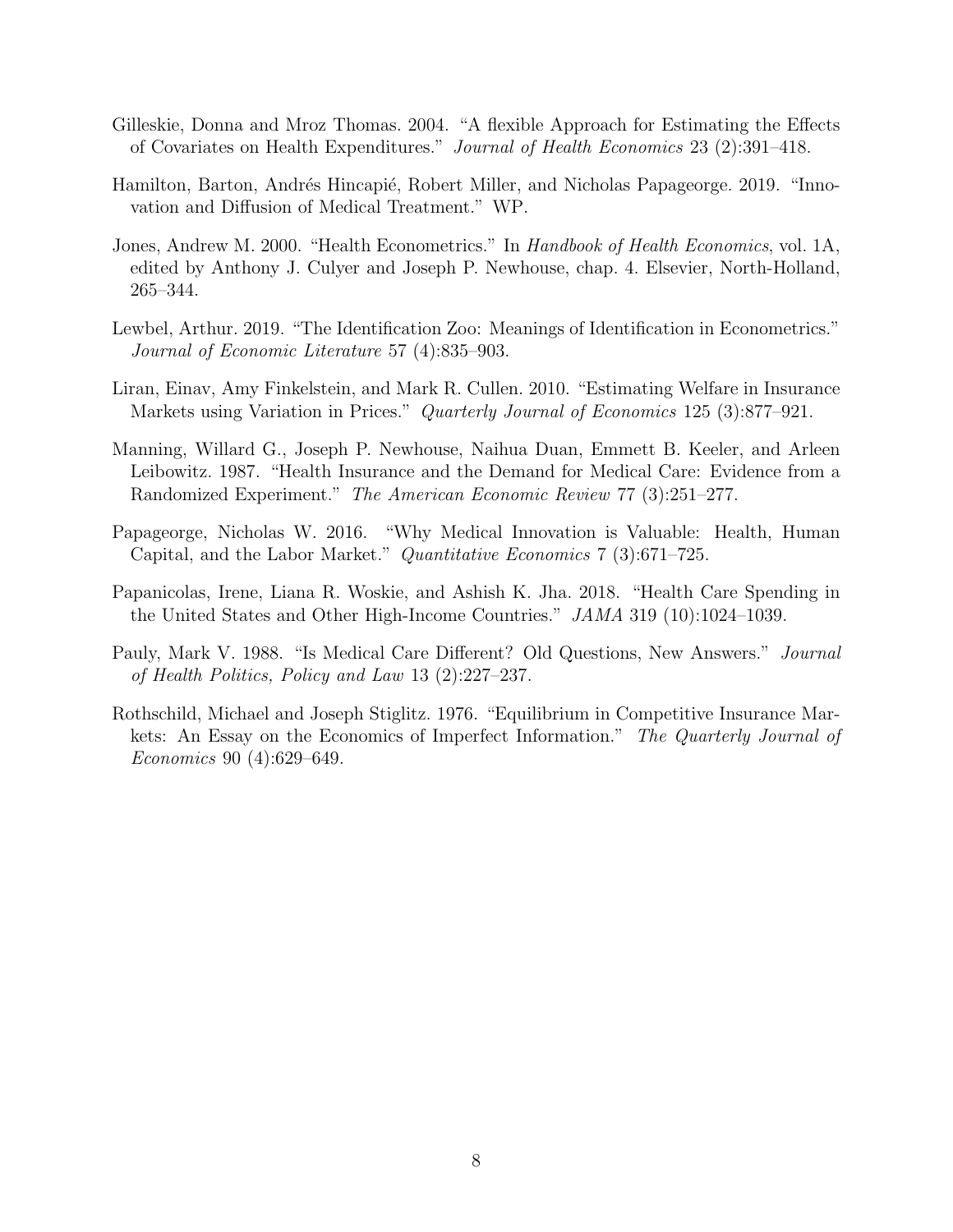Gilleskie, Donna and Mroz Thomas. 2004. "A flexible Approach for Estimating the Effects of Covariates on Health Expenditures." *Journal of Health Economics* 23 (2):391–418.

Hamilton, Barton, Andrés Hincapié, Robert Miller, and Nicholas Papageorge. 2019. "Innovation and Diffusion of Medical Treatment." WP.

Jones, Andrew M. 2000. "Health Econometrics." In *Handbook of Health Economics*, vol. 1A, edited by Anthony J. Culyer and Joseph P. Newhouse, chap. 4. Elsevier, North-Holland, 265–344.

Lewbel, Arthur. 2019. "The Identification Zoo: Meanings of Identification in Econometrics." *Journal of Economic Literature* 57 (4):835–903.

Liran, Einav, Amy Finkelstein, and Mark R. Cullen. 2010. "Estimating Welfare in Insurance Markets using Variation in Prices." *Quarterly Journal of Economics* 125 (3):877–921.

Manning, Willard G., Joseph P. Newhouse, Naihua Duan, Emmett B. Keeler, and Arleen Leibowitz. 1987. "Health Insurance and the Demand for Medical Care: Evidence from a Randomized Experiment." *The American Economic Review* 77 (3):251–277.

Papageorge, Nicholas W. 2016. "Why Medical Innovation is Valuable: Health, Human Capital, and the Labor Market." *Quantitative Economics* 7 (3):671–725.

Papanicolas, Irene, Liana R. Woskie, and Ashish K. Jha. 2018. "Health Care Spending in the United States and Other High-Income Countries." *JAMA* 319 (10):1024–1039.

Pauly, Mark V. 1988. "Is Medical Care Different? Old Questions, New Answers." *Journal of Health Politics, Policy and Law* 13 (2):227–237.

Rothschild, Michael and Joseph Stiglitz. 1976. "Equilibrium in Competitive Insurance Markets: An Essay on the Economics of Imperfect Information." *The Quarterly Journal of Economics* 90 (4):629–649.